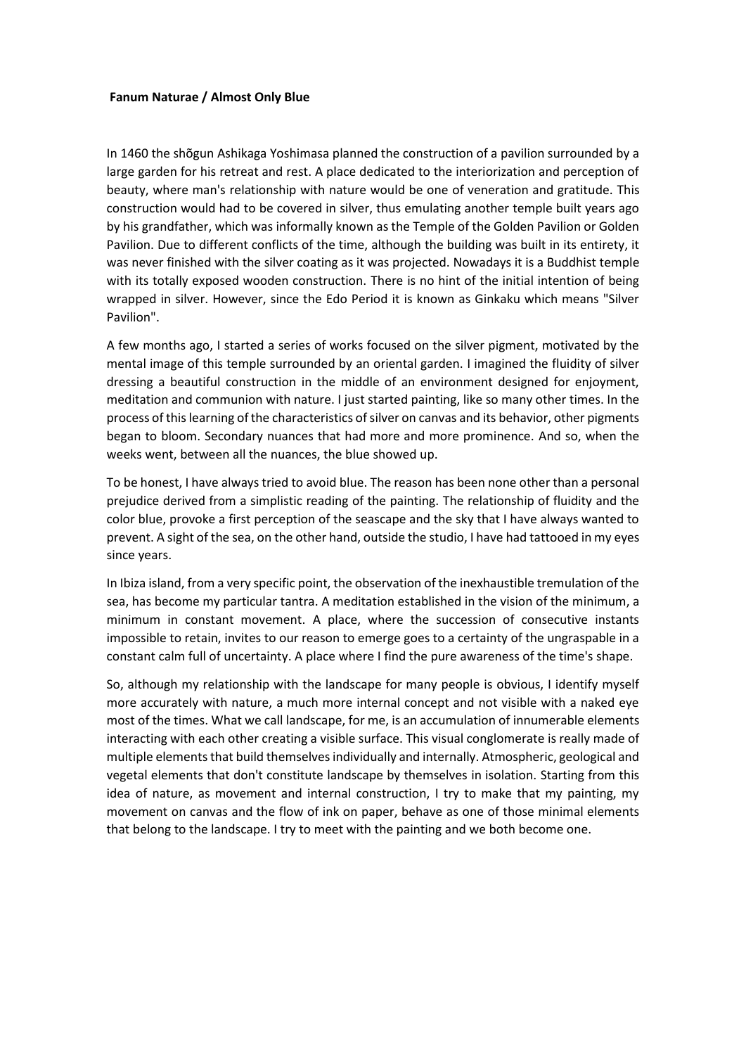**Fanum Naturae / Almost Only Blue**

In 1460 the shõgun Ashikaga Yoshimasa planned the construction of a pavilion surrounded by a large garden for his retreat and rest. A place dedicated to the interiorization and perception of beauty, where man's relationship with nature would be one of veneration and gratitude. This construction would had to be covered in silver, thus emulating another temple built years ago by his grandfather, which was informally known as the Temple of the Golden Pavilion or Golden Pavilion. Due to different conflicts of the time, although the building was built in its entirety, it was never finished with the silver coating as it was projected. Nowadays it is a Buddhist temple with its totally exposed wooden construction. There is no hint of the initial intention of being wrapped in silver. However, since the Edo Period it is known as Ginkaku which means "Silver Pavilion".

A few months ago, I started a series of works focused on the silver pigment, motivated by the mental image of this temple surrounded by an oriental garden. I imagined the fluidity of silver dressing a beautiful construction in the middle of an environment designed for enjoyment, meditation and communion with nature. I just started painting, like so many other times. In the process of this learning of the characteristics of silver on canvas and its behavior, other pigments began to bloom. Secondary nuances that had more and more prominence. And so, when the weeks went, between all the nuances, the blue showed up.

To be honest, I have always tried to avoid blue. The reason has been none other than a personal prejudice derived from a simplistic reading of the painting. The relationship of fluidity and the color blue, provoke a first perception of the seascape and the sky that I have always wanted to prevent. A sight of the sea, on the other hand, outside the studio, I have had tattooed in my eyes since years.

In Ibiza island, from a very specific point, the observation of the inexhaustible tremulation of the sea, has become my particular tantra. A meditation established in the vision of the minimum, a minimum in constant movement. A place, where the succession of consecutive instants impossible to retain, invites to our reason to emerge goes to a certainty of the ungraspable in a constant calm full of uncertainty. A place where I find the pure awareness of the time's shape.

So, although my relationship with the landscape for many people is obvious, I identify myself more accurately with nature, a much more internal concept and not visible with a naked eye most of the times. What we call landscape, for me, is an accumulation of innumerable elements interacting with each other creating a visible surface. This visual conglomerate is really made of multiple elements that build themselves individually and internally. Atmospheric, geological and vegetal elements that don't constitute landscape by themselves in isolation. Starting from this idea of nature, as movement and internal construction, I try to make that my painting, my movement on canvas and the flow of ink on paper, behave as one of those minimal elements that belong to the landscape. I try to meet with the painting and we both become one.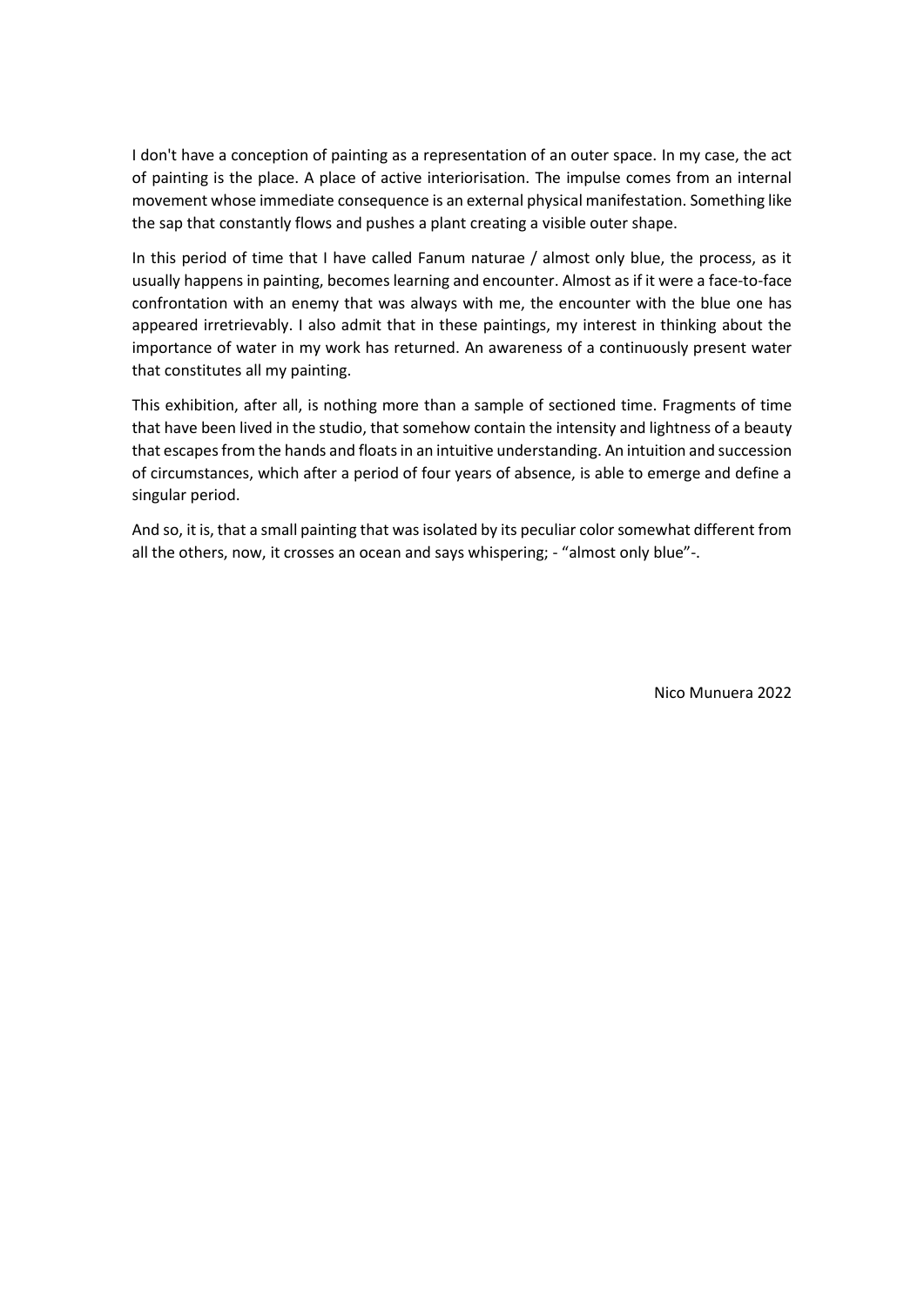I don't have a conception of painting as a representation of an outer space. In my case, the act of painting is the place. A place of active interiorisation. The impulse comes from an internal movement whose immediate consequence is an external physical manifestation. Something like the sap that constantly flows and pushes a plant creating a visible outer shape.

In this period of time that I have called Fanum naturae / almost only blue, the process, as it usually happens in painting, becomes learning and encounter. Almost as if it were a face-to-face confrontation with an enemy that was always with me, the encounter with the blue one has appeared irretrievably. I also admit that in these paintings, my interest in thinking about the importance of water in my work has returned. An awareness of a continuously present water that constitutes all my painting.

This exhibition, after all, is nothing more than a sample of sectioned time. Fragments of time that have been lived in the studio, that somehow contain the intensity and lightness of a beauty that escapes from the hands and floats in an intuitive understanding. An intuition and succession of circumstances, which after a period of four years of absence, is able to emerge and define a singular period.

And so, it is, that a small painting that was isolated by its peculiar color somewhat different from all the others, now, it crosses an ocean and says whispering; - "almost only blue"-.

Nico Munuera 2022